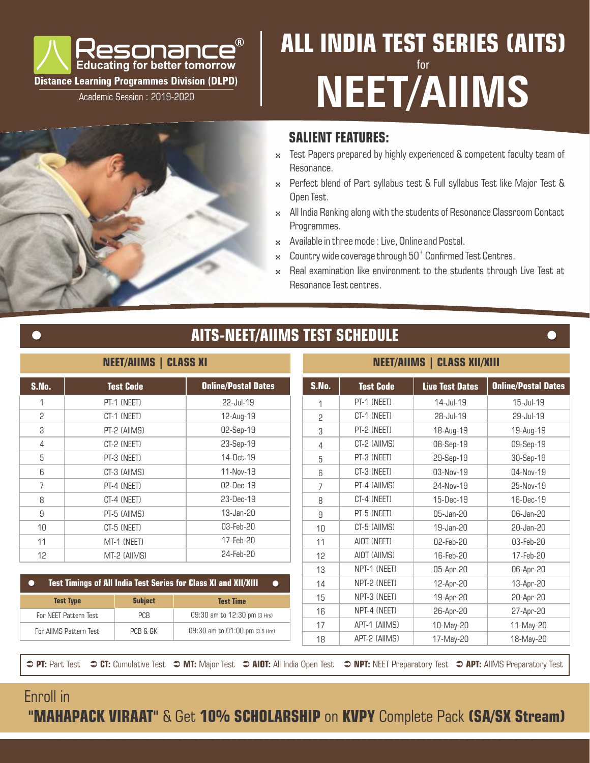Resonance®
Educating for better tomorrow

**Distance Learning Programmes Division (DLPD)**

Academic Session : 2019-2020

# ALL INDIA TEST SERIES (AITS) for NEET/AIIMS

## SALIENT FEATURES:

- Test Papers prepared by highly experienced & competent faculty team of Resonance.
- Perfect blend of Part syllabus test & Full syllabus Test like Major Test & Open Test.
- All India Ranking along with the students of Resonance Classroom Contact Programmes.
- Available in three mode : Live, Online and Postal.
- Country wide coverage through $50^{+}$ Confirmed Test Centres.
- Real examination like environment to the students through Live Test at Resonance Test centres.

## AITS-NEET/AIIMS TEST SCHEDULE

### NEET/AIIMS | CLASS XI

| S.No. | Test Code | Online/Postal Dates |
|---|---|---|
| 1 | PT-1 (NEET) | 22-Jul-19 |
| 2 | CT-1 (NEET) | 12-Aug-19 |
| 3 | PT-2 (AIIMS) | 02-Sep-19 |
| 4 | CT-2 (NEET) | 23-Sep-19 |
| 5 | PT-3 (NEET) | 14-Oct-19 |
| 6 | CT-3 (AIIMS) | 11-Nov-19 |
| 7 | PT-4 (NEET) | 02-Dec-19 |
| 8 | CT-4 (NEET) | 23-Dec-19 |
| 9 | PT-5 (AIIMS) | 13-Jan-20 |
| 10 | CT-5 (NEET) | 03-Feb-20 |
| 11 | MT-1 (NEET) | 17-Feb-20 |
| 12 | MT-2 (AIIMS) | 24-Feb-20 |

### NEET/AIIMS | CLASS XII/XIII

| S.No. | Test Code | Live Test Dates | Online/Postal Dates |
|---|---|---|---|
| 1 | PT-1 (NEET) | 14-Jul-19 | 15-Jul-19 |
| 2 | CT-1 (NEET) | 28-Jul-19 | 29-Jul-19 |
| 3 | PT-2 (NEET) | 18-Aug-19 | 19-Aug-19 |
| 4 | CT-2 (AIIMS) | 08-Sep-19 | 09-Sep-19 |
| 5 | PT-3 (NEET) | 29-Sep-19 | 30-Sep-19 |
| 6 | CT-3 (NEET) | 03-Nov-19 | 04-Nov-19 |
| 7 | PT-4 (AIIMS) | 24-Nov-19 | 25-Nov-19 |
| 8 | CT-4 (NEET) | 15-Dec-19 | 16-Dec-19 |
| 9 | PT-5 (NEET) | 05-Jan-20 | 06-Jan-20 |
| 10 | CT-5 (AIIMS) | 19-Jan-20 | 20-Jan-20 |
| 11 | AIOT (NEET) | 02-Feb-20 | 03-Feb-20 |
| 12 | AIOT (AIIMS) | 16-Feb-20 | 17-Feb-20 |
| 13 | NPT-1 (NEET) | 05-Apr-20 | 06-Apr-20 |
| 14 | NPT-2 (NEET) | 12-Apr-20 | 13-Apr-20 |
| 15 | NPT-3 (NEET) | 19-Apr-20 | 20-Apr-20 |
| 16 | NPT-4 (NEET) | 26-Apr-20 | 27-Apr-20 |
| 17 | APT-1 (AIIMS) | 10-May-20 | 11-May-20 |
| 18 | APT-2 (AIIMS) | 17-May-20 | 18-May-20 |

### Test Timings of All India Test Series for Class XI and XII/XIII

| Test Type | Subject | Test Time |
|---|---|---|
| For NEET Pattern Test | PCB | 09:30 am to 12:30 pm (3 Hrs) |
| For AIIMS Pattern Test | PCB & GK | 09:30 am to 01:00 pm (3.5 Hrs) |

**PT:** Part Test **CT:** Cumulative Test **MT:** Major Test **AIOT:** All India Open Test **NPT:** NEET Preparatory Test **APT:** AIIMS Preparatory Test

Enroll in **"MAHAPACK VIRAAT"** & Get **10% SCHOLARSHIP** on **KVPY** Complete Pack **(SA/SX Stream)**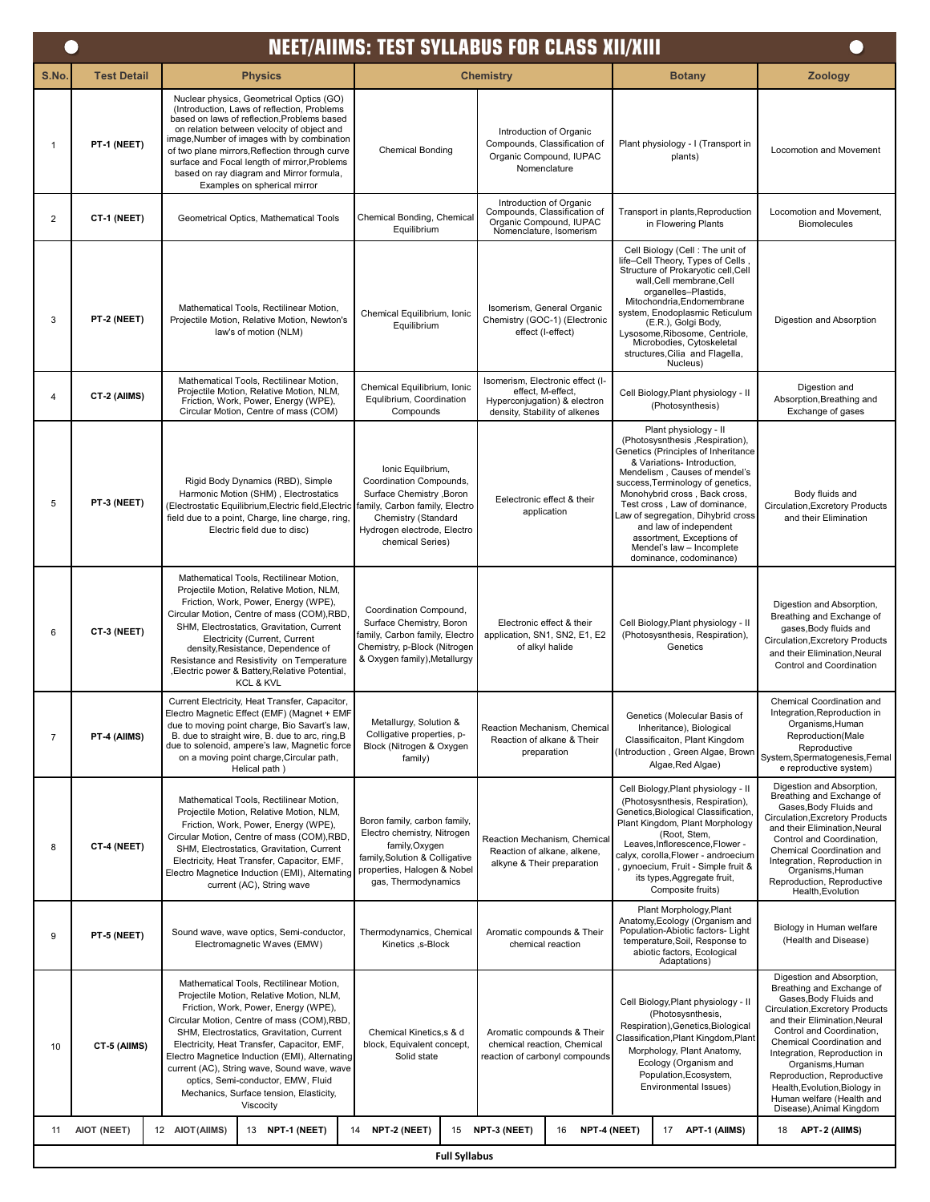# NEET/AIIMS: TEST SYLLABUS FOR CLASS XII/XIII

| S.No. | Test Detail | Physics | Chemistry | | Botany | Zoology |
|---|---|---|---|---|---|---|
| 1 | PT-1 (NEET) | Nuclear physics, Geometrical Optics (GO) (Introduction, Laws of reflection, Problems based on laws of reflection,Problems based on relation between velocity of object and image,Number of images with by combination of two plane mirrors,Reflection through curve surface and Focal length of mirror,Problems based on ray diagram and Mirror formula, Examples on spherical mirror | Chemical Bonding | Introduction of Organic Compounds, Classification of Organic Compound, IUPAC Nomenclature | Plant physiology - I (Transport in plants) | Locomotion and Movement |
| 2 | CT-1 (NEET) | Geometrical Optics, Mathematical Tools | Chemical Bonding, Chemical Equilibrium | Introduction of Organic Compounds, Classification of Organic Compound, IUPAC Nomenclature, Isomerism | Transport in plants,Reproduction in Flowering Plants | Locomotion and Movement, Biomolecules |
| 3 | PT-2 (NEET) | Mathematical Tools, Rectilinear Motion, Projectile Motion, Relative Motion, Newton's law's of motion (NLM) | Chemical Equilibrium, Ionic Equilibrium | Isomerism, General Organic Chemistry (GOC-1) (Electronic effect (I-effect) | Cell Biology (Cell : The unit of life–Cell Theory, Types of Cells , Structure of Prokaryotic cell,Cell wall,Cell membrane,Cell organelles–Plastids, Mitochondria,Endomembrane system, Enodoplasmic Reticulum (E.R.), Golgi Body, Lysosome,Ribosome, Centriole, Microbodies, Cytoskeletal structures,Cilia and Flagella, Nucleus) | Digestion and Absorption |
| 4 | CT-2 (AIIMS) | Mathematical Tools, Rectilinear Motion, Projectile Motion, Relative Motion, NLM, Friction, Work, Power, Energy (WPE), Circular Motion, Centre of mass (COM) | Chemical Equilibrium, Ionic Equlibrium, Coordination Compounds | Isomerism, Electronic effect (I-effect, M-effect, Hyperconjugation) & electron density, Stability of alkenes | Cell Biology,Plant physiology - II (Photosynthesis) | Digestion and Absorption,Breathing and Exchange of gases |
| 5 | PT-3 (NEET) | Rigid Body Dynamics (RBD), Simple Harmonic Motion (SHM) , Electrostatics (Electrostatic Equilibrium,Electric field,Electric field due to a point, Charge, line charge, ring, Electric field due to disc) | Ionic Equilbrium, Coordination Compounds, Surface Chemistry ,Boron family, Carbon family, Electro Chemistry (Standard Hydrogen electrode, Electro chemical Series) | Eelectronic effect & their application | Plant physiology - II (Photosynthesis ,Respiration), Genetics (Principles of Inheritance & Variations- Introduction, Mendelism , Causes of mendel's success,Terminology of genetics, Monohybrid cross , Back cross, Test cross , Law of dominance, Law of segregation, Dihybrid cross and law of independent assortment, Exceptions of Mendel's law – Incomplete dominance, codominance) | Body fluids and Circulation,Excretory Products and their Elimination |
| 6 | CT-3 (NEET) | Mathematical Tools, Rectilinear Motion, Projectile Motion, Relative Motion, NLM, Friction, Work, Power, Energy (WPE), Circular Motion, Centre of mass (COM),RBD, SHM, Electrostatics, Gravitation, Current Electricity (Current, Current density,Resistance, Dependence of Resistance and Resistivity on Temperature ,Electric power & Battery,Relative Potential, KCL & KVL | Coordination Compound, Surface Chemistry, Boron family, Carbon family, Electro Chemistry, p-Block (Nitrogen & Oxygen family),Metallurgy | Electronic effect & their application, SN1, SN2, E1, E2 of alkyl halide | Cell Biology,Plant physiology - II (Photosynthesis, Respiration), Genetics | Digestion and Absorption, Breathing and Exchange of gases,Body fluids and Circulation,Excretory Products and their Elimination,Neural Control and Coordination |
| 7 | PT-4 (AIIMS) | Current Electricity, Heat Transfer, Capacitor, Electro Magnetic Effect (EMF) (Magnet + EMF due to moving point charge, Bio Savart's law, B. due to straight wire, B. due to arc, ring,B due to solenoid, ampere's law, Magnetic force on a moving point charge,Circular path, Helical path ) | Metallurgy, Solution & Colligative properties, p-Block (Nitrogen & Oxygen family) | Reaction Mechanism, Chemical Reaction of alkane & Their preparation | Genetics (Molecular Basis of Inheritance), Biological Classificaiton, Plant Kingdom (Introduction , Green Algae, Brown Algae,Red Algae) | Chemical Coordination and Integration,Reproduction in Organisms,Human Reproduction(Male Reproductive System,Spermatogenesis,Female reproductive system) |
| 8 | CT-4 (NEET) | Mathematical Tools, Rectilinear Motion, Projectile Motion, Relative Motion, NLM, Friction, Work, Power, Energy (WPE), Circular Motion, Centre of mass (COM),RBD, SHM, Electrostatics, Gravitation, Current Electricity, Heat Transfer, Capacitor, EMF, Electro Magnetice Induction (EMI), Alternating current (AC), String wave | Boron family, carbon family, Electro chemistry, Nitrogen family,Oxygen family,Solution & Colligative properties, Halogen & Nobel gas, Thermodynamics | Reaction Mechanism, Chemical Reaction of alkane, alkene, alkyne & Their preparation | Cell Biology,Plant physiology - II (Photosynthesis, Respiration), Genetics,Biological Classification, Plant Kingdom, Plant Morphology (Root, Stem, Leaves,Inflorescence,Flower - calyx, corolla,Flower - androecium , gynoecium, Fruit - Simple fruit & its types,Aggregate fruit, Composite fruits) | Digestion and Absorption, Breathing and Exchange of Gases,Body Fluids and Circulation,Excretory Products and their Elimination,Neural Control and Coordination, Chemical Coordination and Integration, Reproduction in Organisms,Human Reproduction, Reproductive Health,Evolution |
| 9 | PT-5 (NEET) | Sound wave, wave optics, Semi-conductor, Electromagnetic Waves (EMW) | Thermodynamics, Chemical Kinetics ,s-Block | Aromatic compounds & Their chemical reaction | Plant Morphology,Plant Anatomy,Ecology (Organism and Population-Abiotic factors- Light temperature,Soil, Response to abiotic factors, Ecological Adaptations) | Biology in Human welfare (Health and Disease) |
| 10 | CT-5 (AIIMS) | Mathematical Tools, Rectilinear Motion, Projectile Motion, Relative Motion, NLM, Friction, Work, Power, Energy (WPE), Circular Motion, Centre of mass (COM),RBD, SHM, Electrostatics, Gravitation, Current Electricity, Heat Transfer, Capacitor, EMF, Electro Magnetice Induction (EMI), Alternating current (AC), String wave, Sound wave, wave optics, Semi-conductor, EMW, Fluid Mechanics, Surface tension, Elasticity, Viscocity | Chemical Kinetics,s & d block, Equivalent concept, Solid state | Aromatic compounds & Their chemical reaction, Chemical reaction of carbonyl compounds | Cell Biology,Plant physiology - II (Photosynthesis, Respiration),Genetics,Biological Classification,Plant Kingdom,Plant Morphology, Plant Anatomy, Ecology (Organism and Population,Ecosystem, Environmental Issues) | Digestion and Absorption, Breathing and Exchange of Gases,Body Fluids and Circulation,Excretory Products and their Elimination,Neural Control and Coordination, Chemical Coordination and Integration, Reproduction in Organisms,Human Reproduction, Reproductive Health,Evolution,Biology in Human welfare (Health and Disease),Animal Kingdom |

| 11 AIOT (NEET) | 12 AIOT (AIIMS) | 13 NPT-1 (NEET) | 14 NPT-2 (NEET) | 15 NPT-3 (NEET) | 16 NPT-4 (NEET) | 17 APT-1 (AIIMS) | 18 APT-2 (AIIMS) |
|---|---|---|---|---|---|---|---|
| Full Syllabus | | | | | | | |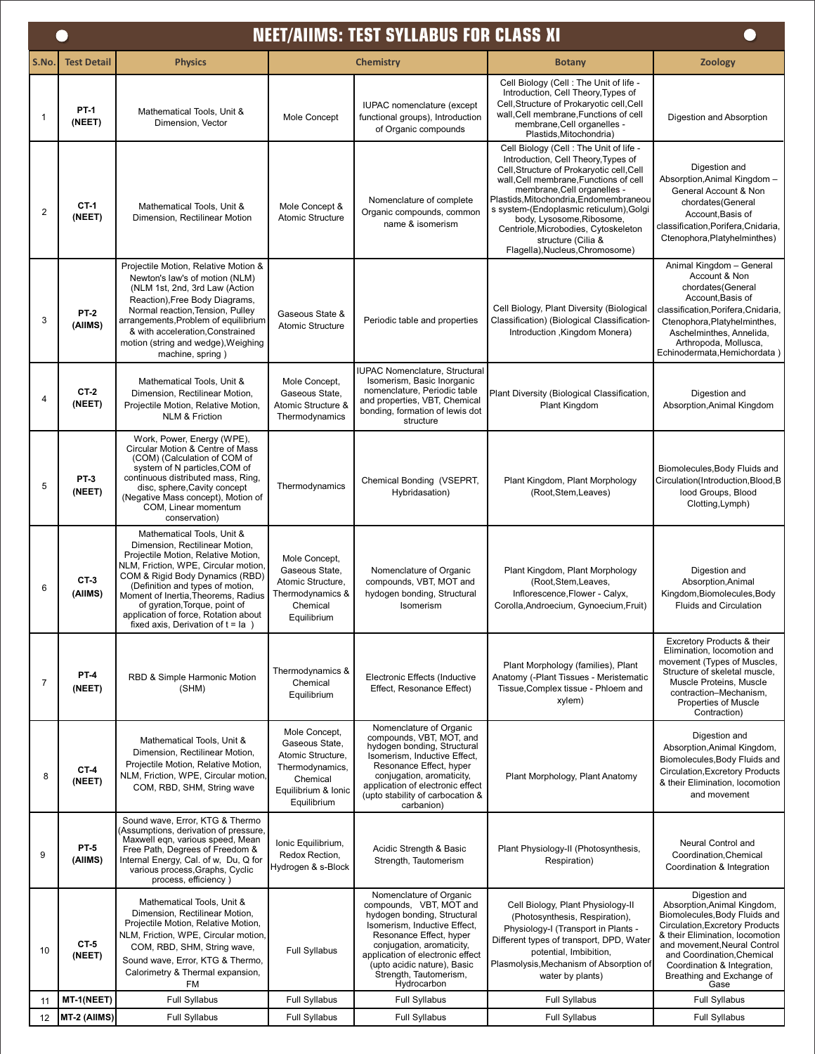# NEET/AIIMS: TEST SYLLABUS FOR CLASS XI

| S.No. | Test Detail | Physics | Chemistry | | Botany | Zoology |
|---|---|---|---|---|---|---|
| 1 | PT-1 (NEET) | Mathematical Tools, Unit & Dimension, Vector | Mole Concept | IUPAC nomenclature (except functional groups), Introduction of Organic compounds | Cell Biology (Cell : The Unit of life - Introduction, Cell Theory,Types of Cell,Structure of Prokaryotic cell,Cell wall,Cell membrane,Functions of cell membrane,Cell organelles - Plastids,Mitochondria) | Digestion and Absorption |
| 2 | CT-1 (NEET) | Mathematical Tools, Unit & Dimension, Rectilinear Motion | Mole Concept & Atomic Structure | Nomenclature of complete Organic compounds, common name & isomerism | Cell Biology (Cell : The Unit of life - Introduction, Cell Theory,Types of Cell,Structure of Prokaryotic cell,Cell wall,Cell membrane,Functions of cell membrane,Cell organelles - Plastids,Mitochondria,Endomembraneous system-(Endoplasmic reticulum),Golgi body, Lysosome,Ribosome, Centriole,Microbodies, Cytoskeleton structure (Cilia & Flagella),Nucleus,Chromosome) | Digestion and Absorption,Animal Kingdom – General Account & Non chordates(General Account,Basis of classification,Porifera,Cnidaria, Ctenophora,Platyhelminthes) |
| 3 | PT-2 (AIIMS) | Projectile Motion, Relative Motion & Newton's law of motion (NLM) (NLM 1st, 2nd, 3rd Law (Action Reaction),Free Body Diagrams, Normal reaction,Tension, Pulley arrangements,Problem of equilibrium & with acceleration,Constrained motion (string and wedge),Weighing machine, spring ) | Gaseous State & Atomic Structure | Periodic table and properties | Cell Biology, Plant Diversity (Biological Classification) (Biological Classification-Introduction ,Kingdom Monera) | Animal Kingdom – General Account & Non chordates(General Account,Basis of classification,Porifera,Cnidaria, Ctenophora,Platyhelminthes, Aschelminthes, Annelida, Arthropoda, Mollusca, Echinodermata,Hemichordata ) |
| 4 | CT-2 (NEET) | Mathematical Tools, Unit & Dimension, Rectilinear Motion, Projectile Motion, Relative Motion, NLM & Friction | Mole Concept, Gaseous State, Atomic Structure & Thermodynamics | IUPAC Nomenclature, Structural Isomerism, Basic Inorganic nomenclature, Periodic table and properties, VBT, Chemical bonding, formation of lewis dot structure | Plant Diversity (Biological Classification, Plant Kingdom | Digestion and Absorption,Animal Kingdom |
| 5 | PT-3 (NEET) | Work, Power, Energy (WPE), Circular Motion & Centre of Mass (COM) (Calculation of COM of system of N particles,COM of continuous distributed mass, Ring, disc, sphere,Cavity concept (Negative Mass concept), Motion of COM, Linear momentum conservation) | Thermodynamics | Chemical Bonding (VSEPRT, Hybridasation) | Plant Kingdom, Plant Morphology (Root,Stem,Leaves) | Biomolecules,Body Fluids and Circulation(Introduction,Blood,Blood Groups, Blood Clotting,Lymph) |
| 6 | CT-3 (AIIMS) | Mathematical Tools, Unit & Dimension, Rectilinear Motion, Projectile Motion, Relative Motion, NLM, Friction, WPE, Circular motion, COM & Rigid Body Dynamics (RBD) (Definition and types of motion, Moment of Inertia,Theorems, Radius of gyration,Torque, point of application of force, Rotation about fixed axis, Derivation of $t = I\alpha$ ) | Mole Concept, Gaseous State, Atomic Structure, Thermodynamics & Chemical Equilibrium | Nomenclature of Organic compounds, VBT, MOT and hydrogen bonding, Structural Isomerism | Plant Kingdom, Plant Morphology (Root,Stem,Leaves, Inflorescence,Flower - Calyx, Corolla,Androecium, Gynoecium,Fruit) | Digestion and Absorption,Animal Kingdom,Biomolecules,Body Fluids and Circulation |
| 7 | PT-4 (NEET) | RBD & Simple Harmonic Motion (SHM) | Thermodynamics & Chemical Equilibrium | Electronic Effects (Inductive Effect, Resonance Effect) | Plant Morphology (families), Plant Anatomy (-Plant Tissues - Meristematic Tissue,Complex tissue - Phloem and xylem) | Excretory Products & their Elimination, locomotion and movement (Types of Muscles, Structure of skeletal muscle, Muscle Proteins, Muscle contraction–Mechanism, Properties of Muscle Contraction) |
| 8 | CT-4 (NEET) | Mathematical Tools, Unit & Dimension, Rectilinear Motion, Projectile Motion, Relative Motion, NLM, Friction, WPE, Circular motion, COM, RBD, SHM, String wave | Mole Concept, Gaseous State, Atomic Structure, Thermodynamics, Chemical Equilibrium & Ionic Equilibrium | Nomenclature of Organic compounds, VBT, MOT, and hydrogen bonding, Structural Isomerism, Inductive Effect, Resonance Effect, hyper conjugation, aromaticity, application of electronic effect (upto stability of carbocation & carbanion) | Plant Morphology, Plant Anatomy | Digestion and Absorption,Animal Kingdom, Biomolecules,Body Fluids and Circulation,Excretory Products & their Elimination, locomotion and movement |
| 9 | PT-5 (AIIMS) | Sound wave, Error, KTG & Thermo (Assumptions, derivation of pressure, Maxwell eqn, various speed, Mean Free Path, Degrees of Freedom & Internal Energy, Cal. of w, Du, Q for various process,Graphs, Cyclic process, efficiency ) | Ionic Equilibrium, Redox Rection, Hydrogen & s-Block | Acidic Strength & Basic Strength, Tautomerism | Plant Physiology-II (Photosynthesis, Respiration) | Neural Control and Coordination,Chemical Coordination & Integration |
| 10 | CT-5 (NEET) | Mathematical Tools, Unit & Dimension, Rectilinear Motion, Projectile Motion, Relative Motion, NLM, Friction, WPE, Circular motion, COM, RBD, SHM, String wave, Sound wave, Error, KTG & Thermo, Calorimetry & Thermal expansion, FM | Full Syllabus | Nomenclature of Organic compounds, VBT, MOT and hydrogen bonding, Structural Isomerism, Inductive Effect, Resonance Effect, hyper conjugation, aromaticity, application of electronic effect (upto acidic nature), Basic Strength, Tautomerism, Hydrocarbon | Cell Biology, Plant Physiology-II (Photosynthesis, Respiration), Physiology-I (Transport in Plants - Different types of transport, DPD, Water potential, Imbibition, Plasmolysis,Mechanism of Absorption of water by plants) | Digestion and Absorption,Animal Kingdom, Biomolecules,Body Fluids and Circulation,Excretory Products & their Elimination, locomotion and movement,Neural Control and Coordination,Chemical Coordination & Integration, Breathing and Exchange of Gase |
| 11 | MT-1(NEET) | Full Syllabus | Full Syllabus | Full Syllabus | Full Syllabus | Full Syllabus |
| 12 | MT-2 (AIIMS) | Full Syllabus | Full Syllabus | Full Syllabus | Full Syllabus | Full Syllabus |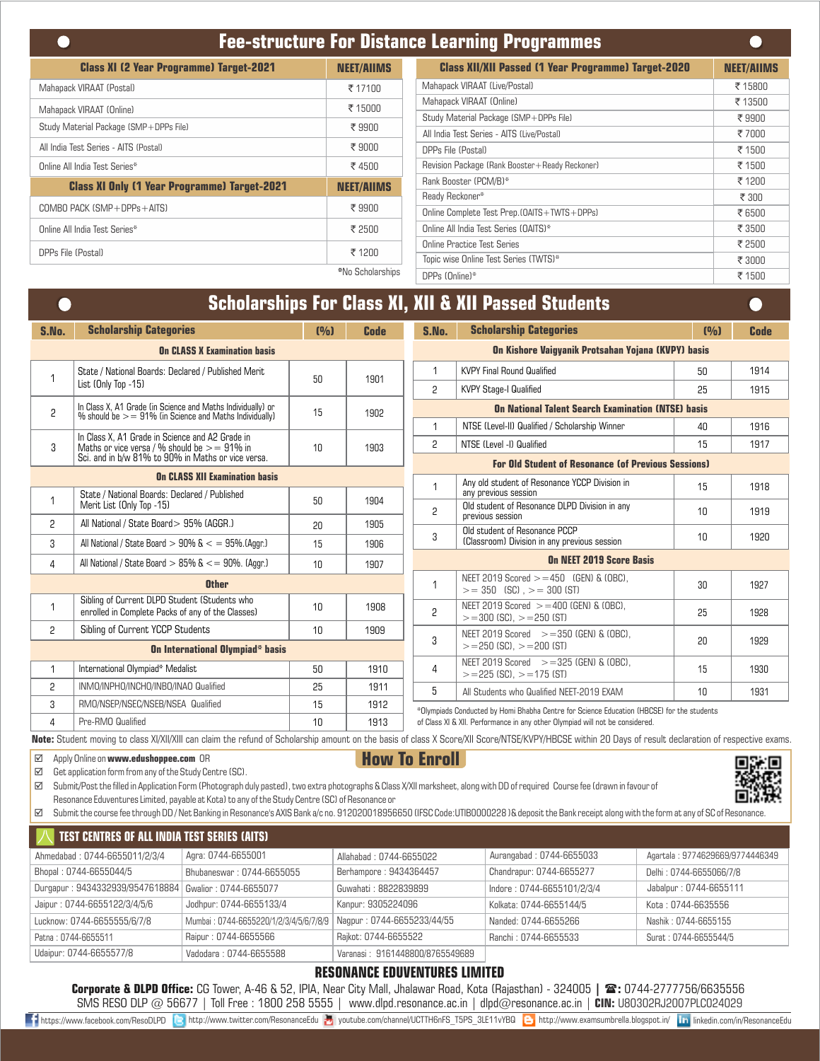# Fee-structure For Distance Learning Programmes

| Class XI (2 Year Programme) Target-2021 | NEET/AIIMS |
|---|---|
| Mahapack VIRAAT (Postal) | ₹ 17100 |
| Mahapack VIRAAT (Online) | ₹ 15000 |
| Study Material Package (SMP+DPPs File) | ₹ 9900 |
| All India Test Series - AITS (Postal) | ₹ 9000 |
| Online All India Test Series* | ₹ 4500 |
| **Class XI Only (1 Year Programme) Target-2021** | **NEET/AIIMS** |
| COMBO PACK (SMP+DPPs+AITS) | ₹ 9900 |
| Online All India Test Series* | ₹ 2500 |
| DPPs File (Postal) | ₹ 1200 |

*No Scholarships

| Class XII/XII Passed (1 Year Programme) Target-2020 | NEET/AIIMS |
|---|---|
| Mahapack VIRAAT (Live/Postal) | ₹ 15800 |
| Mahapack VIRAAT (Online) | ₹ 13500 |
| Study Material Package (SMP+DPPs File) | ₹ 9900 |
| All India Test Series - AITS (Live/Postal) | ₹ 7000 |
| DPPs File (Postal) | ₹ 1500 |
| Revision Package (Rank Booster+Ready Reckoner) | ₹ 1500 |
| Rank Booster (PCM/B)* | ₹ 1200 |
| Ready Reckoner* | ₹ 300 |
| Online Complete Test Prep.(OAITS+TWTS+DPPs) | ₹ 6500 |
| Online All India Test Series (OAITS)* | ₹ 3500 |
| Online Practice Test Series | ₹ 2500 |
| Topic wise Online Test Series (TWTS)* | ₹ 3000 |
| DPPs (Online)* | ₹ 1500 |

# Scholarships For Class XI, XII & XII Passed Students

| S.No. | Scholarship Categories | (%) | Code |
|---|---|---|---|
| | **On CLASS X Examination basis** | | |
| 1 | State / National Boards: Declared / Published Merit List (Only Top -15) | 50 | 1901 |
| 2 | In Class X, A1 Grade (in Science and Maths Individually) or % should be >= 91% (in Science and Maths Individually) | 15 | 1902 |
| 3 | In Class X, A1 Grade in Science and A2 Grade in Maths or vice versa / % should be >= 91% in Sci. and in b/w 81% to 90% in Maths or vice versa. | 10 | 1903 |
| | **On CLASS XII Examination basis** | | |
| 1 | State / National Boards: Declared / Published Merit List (Only Top -15) | 50 | 1904 |
| 2 | All National / State Board> 95% (AGGR.) | 20 | 1905 |
| 3 | All National / State Board > 90% & < = 95%.(Aggr.) | 15 | 1906 |
| 4 | All National / State Board > 85% & <= 90%. (Aggr.) | 10 | 1907 |
| | **Other** | | |
| 1 | Sibling of Current DLPD Student (Students who enrolled in Complete Packs of any of the Classes) | 10 | 1908 |
| 2 | Sibling of Current YCCP Students | 10 | 1909 |
| | **On International Olympiad* basis** | | |
| 1 | International Olympiad* Medalist | 50 | 1910 |
| 2 | INMO/INPHO/INCHO/INBO/INAO Qualified | 25 | 1911 |
| 3 | RMO/NSEP/NSEC/NSEB/NSEA Qualified | 15 | 1912 |
| 4 | Pre-RMO Qualified | 10 | 1913 |

| S.No. | Scholarship Categories | (%) | Code |
|---|---|---|---|
| | **On Kishore Vaigyanik Protsahan Yojana (KVPY) basis** | | |
| 1 | KVPY Final Round Qualified | 50 | 1914 |
| 2 | KVPY Stage-I Qualified | 25 | 1915 |
| | **On National Talent Search Examination (NTSE) basis** | | |
| 1 | NTSE (Level-II) Qualified / Scholarship Winner | 40 | 1916 |
| 2 | NTSE (Level -I) Qualified | 15 | 1917 |
| | **For Old Student of Resonance (of Previous Sessions)** | | |
| 1 | Any old student of Resonance YCCP Division in any previous session | 15 | 1918 |
| 2 | Old student of Resonance DLPD Division in any previous session | 10 | 1919 |
| 3 | Old student of Resonance PCCP (Classroom) Division in any previous session | 10 | 1920 |
| | **On NEET 2019 Score Basis** | | |
| 1 | NEET 2019 Scored >=450 (GEN) & (OBC), >= 350 (SC) , >= 300 (ST) | 30 | 1927 |
| 2 | NEET 2019 Scored >=400 (GEN) & (OBC), >=300 (SC), >=250 (ST) | 25 | 1928 |
| 3 | NEET 2019 Scored >=350 (GEN) & (OBC), >=250 (SC), >=200 (ST) | 20 | 1929 |
| 4 | NEET 2019 Scored >=325 (GEN) & (OBC), >=225 (SC), >=175 (ST) | 15 | 1930 |
| 5 | All Students who Qualified NEET-2019 EXAM | 10 | 1931 |

*Olympiads Conducted by Homi Bhabha Centre for Science Education (HBCSE) for the students of Class XI & XII. Performance in any other Olympiad will not be considered.

**Note:** Student moving to class XI/XII/XIII can claim the refund of Scholarship amount on the basis of class X Score/XII Score/NTSE/KVPY/HBCSE within 20 Days of result declaration of respective exams.

## How To Enroll

- ☑ Apply Online on **www.edushoppee.com** OR
- ☑ Get application form from any of the Study Centre (SC).
- ☑ Submit/Post the filled in Application Form (Photograph duly pasted), two extra photographs & Class X/XII marksheet, along with DD of required Course fee (drawn in favour of Resonance Eduventures Limited, payable at Kota) to any of the Study Centre (SC) of Resonance or
- ☑ Submit the course fee through DD / Net Banking in Resonance's AXIS Bank a/c no. 912020018956650 (IFSC Code:UTIB0000228 ) & deposit the Bank receipt along with the form at any of SC of Resonance.

## TEST CENTRES OF ALL INDIA TEST SERIES (AITS)

| | | | | |
|---|---|---|---|---|
| Ahmedabad : 0744-6655011/2/3/4 | Agra: 0744-6655001 | Allahabad : 0744-6655022 | Aurangabad : 0744-6655033 | Agartala : 9774629669/9774446349 |
| Bhopal : 0744-6655044/5 | Bhubaneswar : 0744-6655055 | Berhampore : 9434364457 | Chandrapur: 0744-6655277 | Delhi : 0744-6655066/7/8 |
| Durgapur : 9434332939/9547618884 | Gwalior : 0744-6655077 | Guwahati : 8822839899 | Indore : 0744-6655101/2/3/4 | Jabalpur : 0744-6655111 |
| Jaipur : 0744-6655122/3/4/5/6 | Jodhpur: 0744-6655133/4 | Kanpur: 9305224096 | Kolkata: 0744-6655144/5 | Kota : 0744-6635556 |
| Lucknow: 0744-6655555/6/7/8 | Mumbai : 0744-6655220/1/2/3/4/5/6/7/8/9 | Nagpur : 0744-6655233/44/55 | Nanded: 0744-6655266 | Nashik : 0744-6655155 |
| Patna : 0744-6655511 | Raipur : 0744-6655566 | Rajkot: 0744-6655522 | Ranchi : 0744-6655533 | Surat : 0744-6655544/5 |
| Udaipur: 0744-6655577/8 | Vadodara : 0744-6655588 | Varanasi : 9161448800/8765549689 | | |

**RESONANCE EDUVENTURES LIMITED**

**Corporate & DLPD Office:** CG Tower, A-46 & 52, IPIA, Near City Mall, Jhalawar Road, Kota (Rajasthan) - 324005 | ☎: 0744-2777756/6635556
SMS RESO DLP @ 56677 | Toll Free : 1800 258 5555 | www.dlpd.resonance.ac.in | dlpd@resonance.ac.in | **CIN:** U80302RJ2007PLC024029

https://www.facebook.com/ResoDLPD | http://www.twitter.com/ResonanceEdu | youtube.com/channel/UCTTH6nFS_T5PS_3LE11vYBQ | http://www.examsumbrella.blogspot.in/ | linkedin.com/in/ResonanceEdu